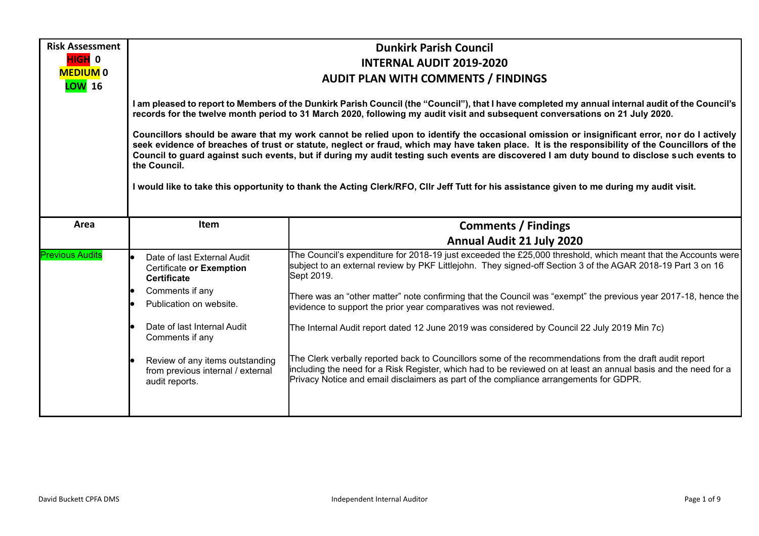| Risk Assessment | |
|---|---|
| HIGH 0<br>MEDIUM 0<br>LOW 16 | **Dunkirk Parish Council**<br>**INTERNAL AUDIT 2019-2020**<br>**AUDIT PLAN WITH COMMENTS / FINDINGS**<br><br>**I am pleased to report to Members of the Dunkirk Parish Council (the "Council"), that I have completed my annual internal audit of the Council's records for the twelve month period to 31 March 2020, following my audit visit and subsequent conversations on 21 July 2020.**<br><br>**Councillors should be aware that my work cannot be relied upon to identify the occasional omission or insignificant error, nor do I actively seek evidence of breaches of trust or statute, neglect or fraud, which may have taken place. It is the responsibility of the Councillors of the Council to guard against such events, but if during my audit testing such events are discovered I am duty bound to disclose such events to the Council.**<br><br>**I would like to take this opportunity to thank the Acting Clerk/RFO, Cllr Jeff Tutt for his assistance given to me during my audit visit.** |

| Area | Item | Comments / Findings<br>Annual Audit 21 July 2020 |
|---|---|---|
| Previous Audits | • Date of last External Audit Certificate **or Exemption Certificate**<br>• Comments if any<br>• Publication on website.<br><br>• Date of last Internal Audit Comments if any<br><br>• Review of any items outstanding from previous internal / external audit reports. | The Council's expenditure for 2018-19 just exceeded the £25,000 threshold, which meant that the Accounts were subject to an external review by PKF Littlejohn. They signed-off Section 3 of the AGAR 2018-19 Part 3 on 16 Sept 2019.<br><br>There was an "other matter" note confirming that the Council was "exempt" the previous year 2017-18, hence the evidence to support the prior year comparatives was not reviewed.<br><br>The Internal Audit report dated 12 June 2019 was considered by Council 22 July 2019 Min 7c)<br><br>The Clerk verbally reported back to Councillors some of the recommendations from the draft audit report including the need for a Risk Register, which had to be reviewed on at least an annual basis and the need for a Privacy Notice and email disclaimers as part of the compliance arrangements for GDPR. |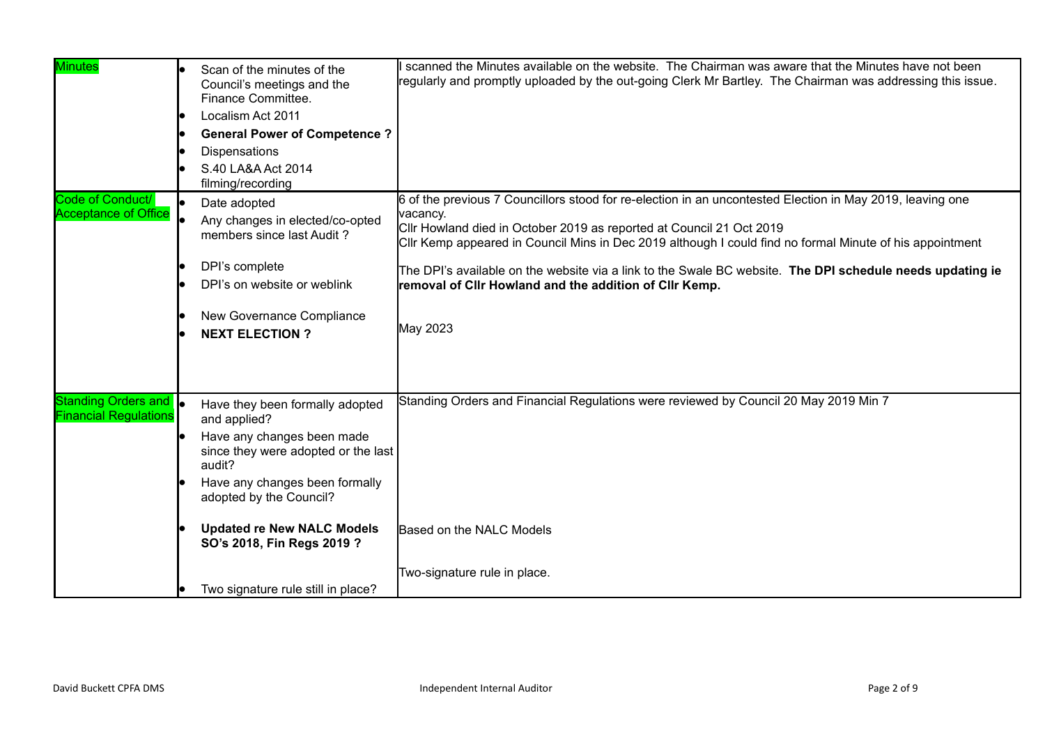| | | |
|---|---|---|
| Minutes | • Scan of the minutes of the Council's meetings and the Finance Committee.<br>• Localism Act 2011<br>• **General Power of Competence ?**<br>• Dispensations<br>• S.40 LA&A Act 2014 filming/recording | I scanned the Minutes available on the website. The Chairman was aware that the Minutes have not been regularly and promptly uploaded by the out-going Clerk Mr Bartley. The Chairman was addressing this issue. |
| Code of Conduct/ Acceptance of Office | • Date adopted<br>• Any changes in elected/co-opted members since last Audit ?<br>• DPI's complete<br>• DPI's on website or weblink<br>• New Governance Compliance<br>• **NEXT ELECTION ?** | 6 of the previous 7 Councillors stood for re-election in an uncontested Election in May 2019, leaving one vacancy.<br>Cllr Howland died in October 2019 as reported at Council 21 Oct 2019<br>Cllr Kemp appeared in Council Mins in Dec 2019 although I could find no formal Minute of his appointment<br><br>The DPI's available on the website via a link to the Swale BC website. **The DPI schedule needs updating ie removal of Cllr Howland and the addition of Cllr Kemp.**<br><br>May 2023 |
| Standing Orders and Financial Regulations | • Have they been formally adopted and applied?<br>• Have any changes been made since they were adopted or the last audit?<br>• Have any changes been formally adopted by the Council?<br>• **Updated re New NALC Models SO's 2018, Fin Regs 2019 ?**<br>• Two signature rule still in place? | Standing Orders and Financial Regulations were reviewed by Council 20 May 2019 Min 7<br><br>Based on the NALC Models<br><br>Two-signature rule in place. |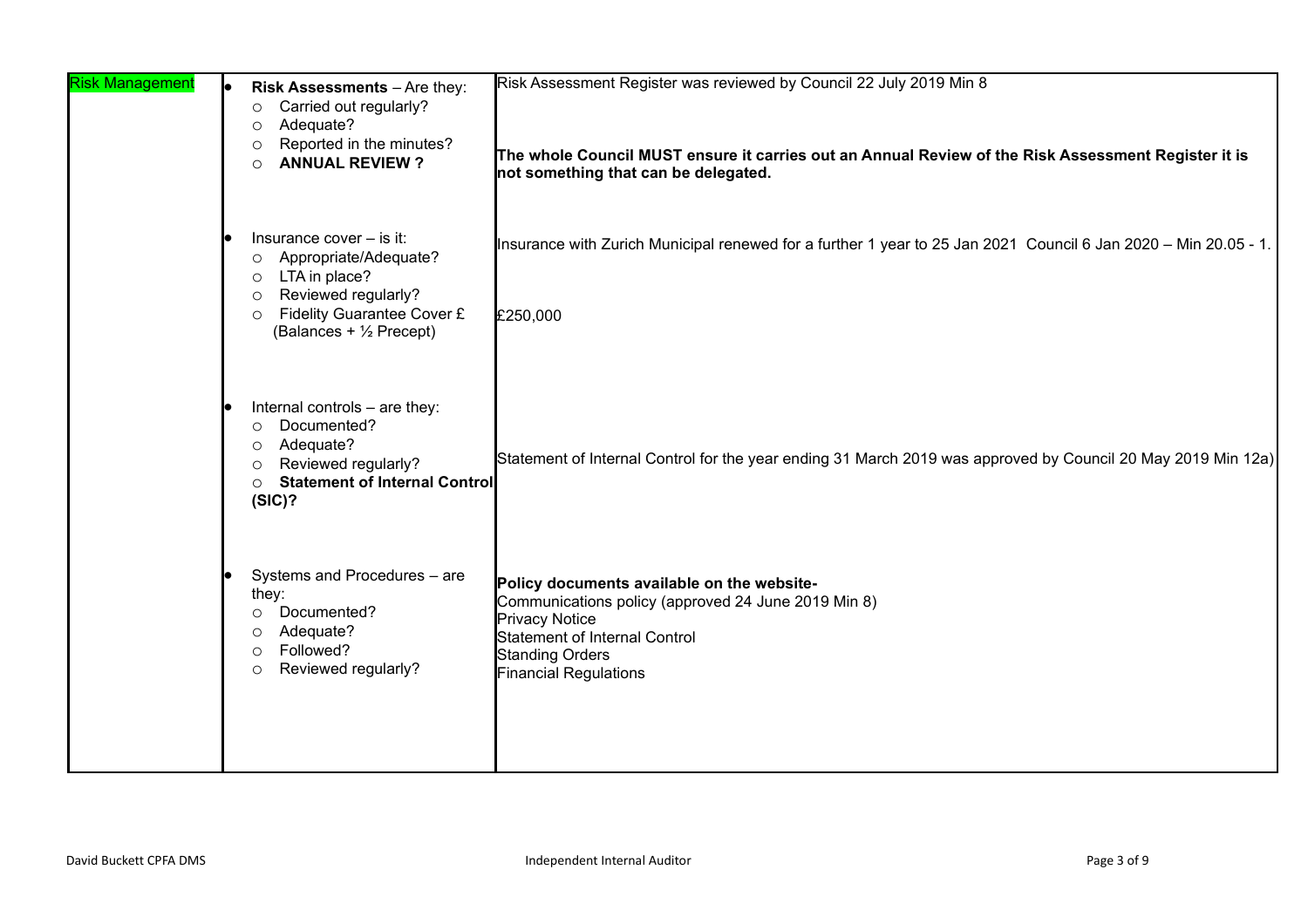| Risk Management | • **Risk Assessments** – Are they:<br>○ Carried out regularly?<br>○ Adequate?<br>○ Reported in the minutes?<br>○ **ANNUAL REVIEW ?** | Risk Assessment Register was reviewed by Council 22 July 2019 Min 8<br><br>**The whole Council MUST ensure it carries out an Annual Review of the Risk Assessment Register it is not something that can be delegated.** |
|---|---|---|
| | • Insurance cover – is it:<br>○ Appropriate/Adequate?<br>○ LTA in place?<br>○ Reviewed regularly?<br>○ Fidelity Guarantee Cover £ (Balances + ½ Precept) | Insurance with Zurich Municipal renewed for a further 1 year to 25 Jan 2021 Council 6 Jan 2020 – Min 20.05 - 1.<br><br>£250,000 |
| | • Internal controls – are they:<br>○ Documented?<br>○ Adequate?<br>○ Reviewed regularly?<br>○ **Statement of Internal Control (SIC)?** | Statement of Internal Control for the year ending 31 March 2019 was approved by Council 20 May 2019 Min 12a) |
| | • Systems and Procedures – are they:<br>○ Documented?<br>○ Adequate?<br>○ Followed?<br>○ Reviewed regularly? | **Policy documents available on the website-**<br>Communications policy (approved 24 June 2019 Min 8)<br>Privacy Notice<br>Statement of Internal Control<br>Standing Orders<br>Financial Regulations |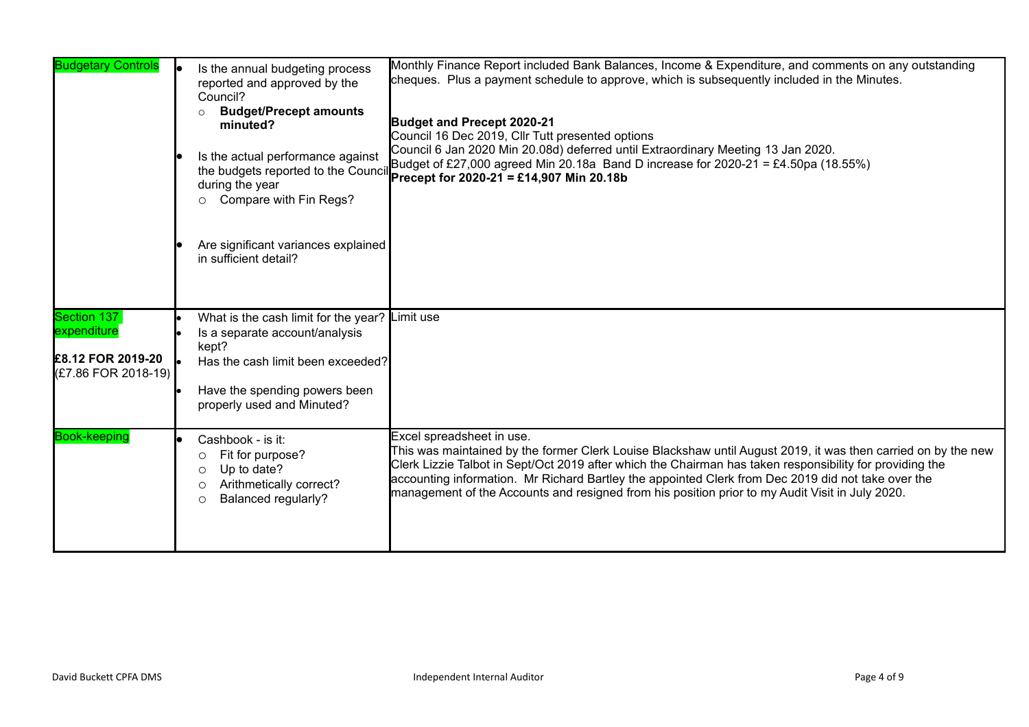| | | |
|---|---|---|
| Budgetary Controls | • Is the annual budgeting process reported and approved by the Council?<br>○ **Budget/Precept amounts minuted?**<br><br>• Is the actual performance against the budgets reported to the Council during the year<br>○ Compare with Fin Regs?<br><br>• Are significant variances explained in sufficient detail? | Monthly Finance Report included Bank Balances, Income & Expenditure, and comments on any outstanding cheques. Plus a payment schedule to approve, which is subsequently included in the Minutes.<br><br>**Budget and Precept 2020-21**<br>Council 16 Dec 2019, Cllr Tutt presented options<br>Council 6 Jan 2020 Min 20.08d) deferred until Extraordinary Meeting 13 Jan 2020.<br>Budget of £27,000 agreed Min 20.18a Band D increase for 2020-21 = £4.50pa (18.55%)<br>**Precept for 2020-21 = £14,907 Min 20.18b** |
| Section 137 expenditure<br><br>**£8.12 FOR 2019-20**<br>(£7.86 FOR 2018-19) | • What is the cash limit for the year?<br>• Is a separate account/analysis kept?<br>• Has the cash limit been exceeded?<br><br>• Have the spending powers been properly used and Minuted? | Limit use |
| Book-keeping | • Cashbook - is it:<br>○ Fit for purpose?<br>○ Up to date?<br>○ Arithmetically correct?<br>○ Balanced regularly? | Excel spreadsheet in use.<br>This was maintained by the former Clerk Louise Blackshaw until August 2019, it was then carried on by the new Clerk Lizzie Talbot in Sept/Oct 2019 after which the Chairman has taken responsibility for providing the accounting information. Mr Richard Bartley the appointed Clerk from Dec 2019 did not take over the management of the Accounts and resigned from his position prior to my Audit Visit in July 2020. |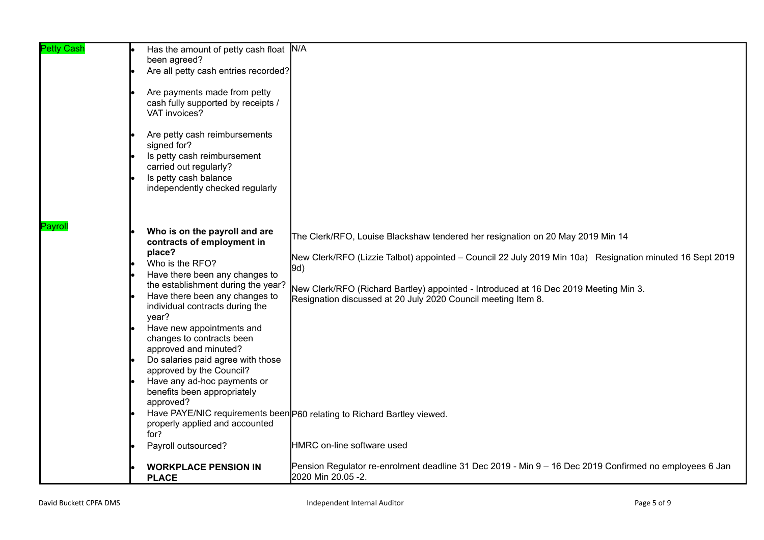| | | |
|---|---|---|
| Petty Cash | • Has the amount of petty cash float been agreed?<br>• Are all petty cash entries recorded?<br>• Are payments made from petty cash fully supported by receipts / VAT invoices?<br>• Are petty cash reimbursements signed for?<br>• Is petty cash reimbursement carried out regularly?<br>• Is petty cash balance independently checked regularly | N/A |
| Payroll | • **Who is on the payroll and are contracts of employment in place?**<br>• Who is the RFO?<br>• Have there been any changes to the establishment during the year?<br>• Have there been any changes to individual contracts during the year?<br>• Have new appointments and changes to contracts been approved and minuted?<br>• Do salaries paid agree with those approved by the Council?<br>• Have any ad-hoc payments or benefits been appropriately approved? | The Clerk/RFO, Louise Blackshaw tendered her resignation on 20 May 2019 Min 14<br><br>New Clerk/RFO (Lizzie Talbot) appointed – Council 22 July 2019 Min 10a) Resignation minuted 16 Sept 2019 9d)<br><br>New Clerk/RFO (Richard Bartley) appointed - Introduced at 16 Dec 2019 Meeting Min 3.<br>Resignation discussed at 20 July 2020 Council meeting Item 8. |
| | • Have PAYE/NIC requirements been properly applied and accounted for? | P60 relating to Richard Bartley viewed. |
| | • Payroll outsourced? | HMRC on-line software used |
| | • **WORKPLACE PENSION IN PLACE** | Pension Regulator re-enrolment deadline 31 Dec 2019 - Min 9 – 16 Dec 2019 Confirmed no employees 6 Jan 2020 Min 20.05 -2. |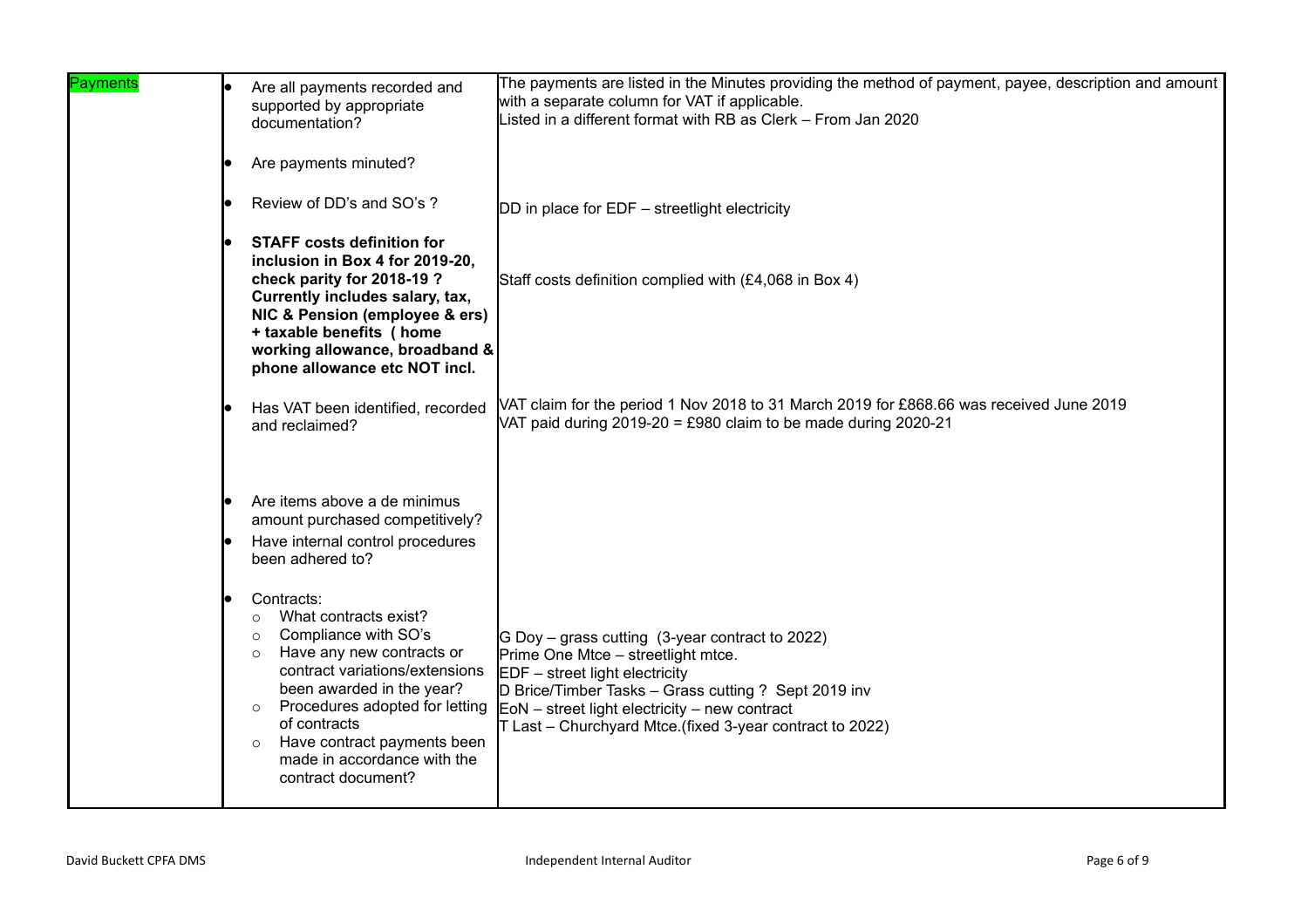| Payments | Question | Comments |
|---|---|---|
| Payments | • Are all payments recorded and supported by appropriate documentation?<br><br>• Are payments minuted? | The payments are listed in the Minutes providing the method of payment, payee, description and amount with a separate column for VAT if applicable.<br>Listed in a different format with RB as Clerk – From Jan 2020 |
| | • Review of DD's and SO's ? | DD in place for EDF – streetlight electricity |
| | • **STAFF costs definition for inclusion in Box 4 for 2019-20, check parity for 2018-19 ? Currently includes salary, tax, NIC & Pension (employee & ers) + taxable benefits ( home working allowance, broadband & phone allowance etc NOT incl.** | Staff costs definition complied with (£4,068 in Box 4) |
| | • Has VAT been identified, recorded and reclaimed? | VAT claim for the period 1 Nov 2018 to 31 March 2019 for £868.66 was received June 2019<br>VAT paid during 2019-20 = £980 claim to be made during 2020-21 |
| | • Are items above a de minimus amount purchased competitively?<br>• Have internal control procedures been adhered to? | |
| | • Contracts:<br>  ○ What contracts exist?<br>  ○ Compliance with SO's<br>  ○ Have any new contracts or contract variations/extensions been awarded in the year?<br>  ○ Procedures adopted for letting of contracts<br>  ○ Have contract payments been made in accordance with the contract document? | G Doy – grass cutting (3-year contract to 2022)<br>Prime One Mtce – streetlight mtce.<br>EDF – street light electricity<br>D Brice/Timber Tasks – Grass cutting ? Sept 2019 inv<br>EoN – street light electricity – new contract<br>T Last – Churchyard Mtce.(fixed 3-year contract to 2022) |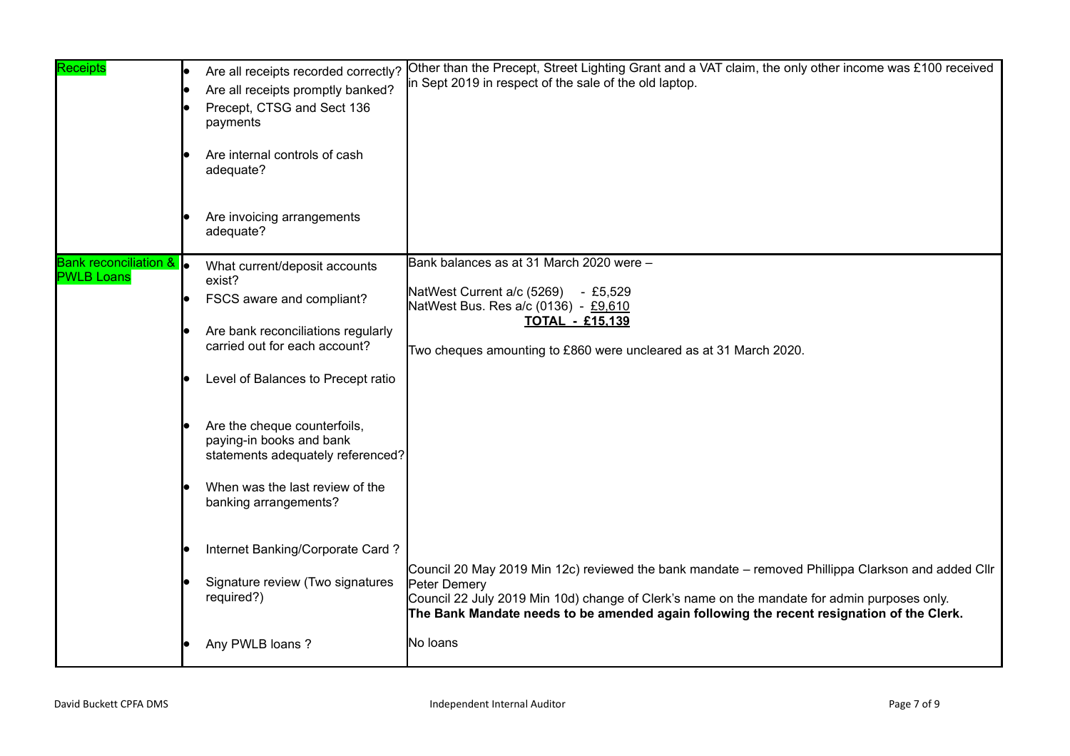| | | |
|---|---|---|
| Receipts | • Are all receipts recorded correctly?<br>• Are all receipts promptly banked?<br>• Precept, CTSG and Sect 136 payments<br>• Are internal controls of cash adequate?<br>• Are invoicing arrangements adequate? | Other than the Precept, Street Lighting Grant and a VAT claim, the only other income was £100 received in Sept 2019 in respect of the sale of the old laptop. |
| Bank reconciliation & PWLB Loans | • What current/deposit accounts exist?<br>• FSCS aware and compliant?<br>• Are bank reconciliations regularly carried out for each account?<br>• Level of Balances to Precept ratio<br>• Are the cheque counterfoils, paying-in books and bank statements adequately referenced?<br>• When was the last review of the banking arrangements?<br>• Internet Banking/Corporate Card ?<br>• Signature review (Two signatures required?)<br>• Any PWLB loans ? | Bank balances as at 31 March 2020 were –<br><br>NatWest Current a/c (5269) - £5,529<br>NatWest Bus. Res a/c (0136) - £9,610<br>**TOTAL - £15,139**<br><br>Two cheques amounting to £860 were uncleared as at 31 March 2020.<br><br>Council 20 May 2019 Min 12c) reviewed the bank mandate – removed Phillippa Clarkson and added Cllr Peter Demery<br>Council 22 July 2019 Min 10d) change of Clerk's name on the mandate for admin purposes only.<br>**The Bank Mandate needs to be amended again following the recent resignation of the Clerk.**<br><br>No loans |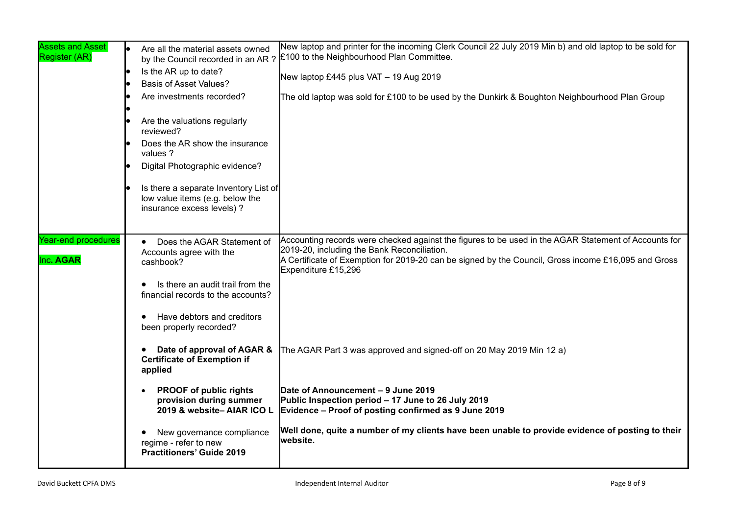| | | |
|---|---|---|
| Assets and Asset Register (AR) | • Are all the material assets owned by the Council recorded in an AR ?<br>• Is the AR up to date?<br>• Basis of Asset Values?<br>• Are investments recorded?<br>•<br>• Are the valuations regularly reviewed?<br>• Does the AR show the insurance values ?<br>• Digital Photographic evidence?<br>• Is there a separate Inventory List of low value items (e.g. below the insurance excess levels) ? | New laptop and printer for the incoming Clerk Council 22 July 2019 Min b) and old laptop to be sold for £100 to the Neighbourhood Plan Committee.<br><br>New laptop £445 plus VAT – 19 Aug 2019<br><br>The old laptop was sold for £100 to be used by the Dunkirk & Boughton Neighbourhood Plan Group |
| Year-end procedures<br><br>Inc. **AGAR** | • Does the AGAR Statement of Accounts agree with the cashbook?<br><br>• Is there an audit trail from the financial records to the accounts?<br><br>• Have debtors and creditors been properly recorded? | Accounting records were checked against the figures to be used in the AGAR Statement of Accounts for 2019-20, including the Bank Reconciliation.<br>A Certificate of Exemption for 2019-20 can be signed by the Council, Gross income £16,095 and Gross Expenditure £15,296 |
| | • **Date of approval of AGAR & Certificate of Exemption if applied** | The AGAR Part 3 was approved and signed-off on 20 May 2019 Min 12 a) |
| | • **PROOF of public rights provision during summer 2019 & website– AIAR ICO L** | **Date of Announcement – 9 June 2019**<br>**Public Inspection period – 17 June to 26 July 2019**<br>**Evidence – Proof of posting confirmed as 9 June 2019** |
| | • New governance compliance regime - refer to new **Practitioners' Guide 2019** | **Well done, quite a number of my clients have been unable to provide evidence of posting to their website.** |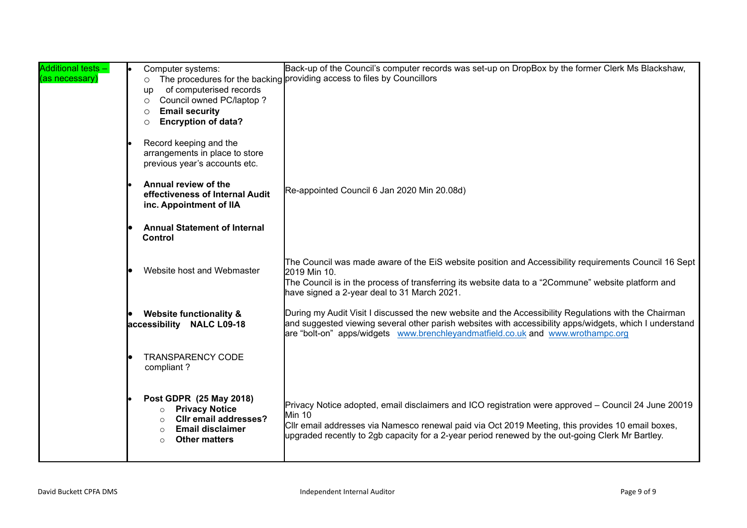| | | |
|---|---|---|
| Additional tests – (as necessary) | • Computer systems:<br>○ The procedures for the backing up of computerised records<br>○ Council owned PC/laptop ?<br>○ **Email security**<br>○ **Encryption of data?** | Back-up of the Council's computer records was set-up on DropBox by the former Clerk Ms Blackshaw, providing access to files by Councillors |
| | • Record keeping and the arrangements in place to store previous year's accounts etc. | |
| | • **Annual review of the effectiveness of Internal Audit inc. Appointment of IIA** | Re-appointed Council 6 Jan 2020 Min 20.08d) |
| | • **Annual Statement of Internal Control** | |
| | • Website host and Webmaster | The Council was made aware of the EiS website position and Accessibility requirements Council 16 Sept 2019 Min 10.<br>The Council is in the process of transferring its website data to a "2Commune" website platform and have signed a 2-year deal to 31 March 2021. |
| | • **Website functionality & accessibility NALC L09-18** | During my Audit Visit I discussed the new website and the Accessibility Regulations with the Chairman and suggested viewing several other parish websites with accessibility apps/widgets, which I understand are "bolt-on" apps/widgets www.brenchleyandmatfield.co.uk and www.wrothampc.org |
| | • TRANSPARENCY CODE compliant ? | |
| | • **Post GDPR (25 May 2018)**<br>○ **Privacy Notice**<br>○ **Cllr email addresses?**<br>○ **Email disclaimer**<br>○ **Other matters** | Privacy Notice adopted, email disclaimers and ICO registration were approved – Council 24 June 20019 Min 10<br>Cllr email addresses via Namesco renewal paid via Oct 2019 Meeting, this provides 10 email boxes, upgraded recently to 2gb capacity for a 2-year period renewed by the out-going Clerk Mr Bartley. |

David Buckett CPFA DMS — Independent Internal Auditor